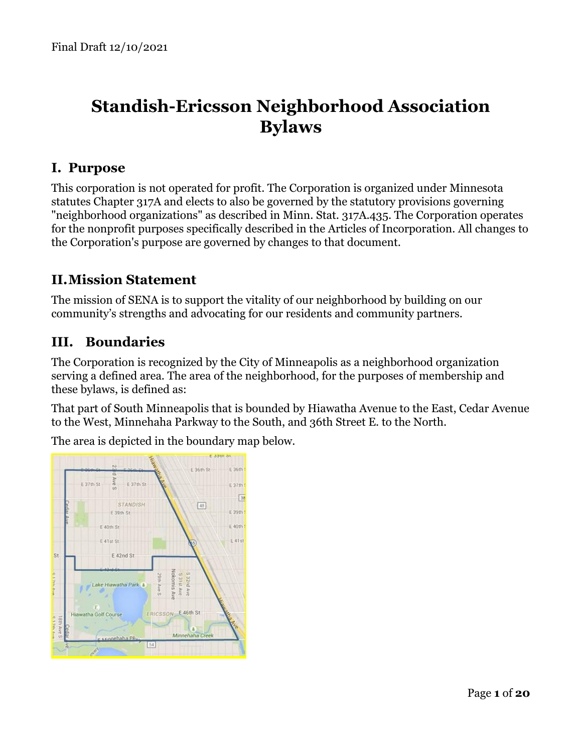Final Draft 12/10/2021

# Standish-Ericsson Neighborhood Association Bylaws

## I. Purpose

This corporation is not operated for profit. The Corporation is organized under Minnesota statutes Chapter 317A and elects to also be governed by the statutory provisions governing "neighborhood organizations" as described in Minn. Stat. 317A.435. The Corporation operates for the nonprofit purposes specifically described in the Articles of Incorporation. All changes to the Corporation's purpose are governed by changes to that document.

## II. Mission Statement

The mission of SENA is to support the vitality of our neighborhood by building on our community's strengths and advocating for our residents and community partners.

## III. Boundaries

The Corporation is recognized by the City of Minneapolis as a neighborhood organization serving a defined area. The area of the neighborhood, for the purposes of membership and these bylaws, is defined as:

That part of South Minneapolis that is bounded by Hiawatha Avenue to the East, Cedar Avenue to the West, Minnehaha Parkway to the South, and 36th Street E. to the North.

The area is depicted in the boundary map below.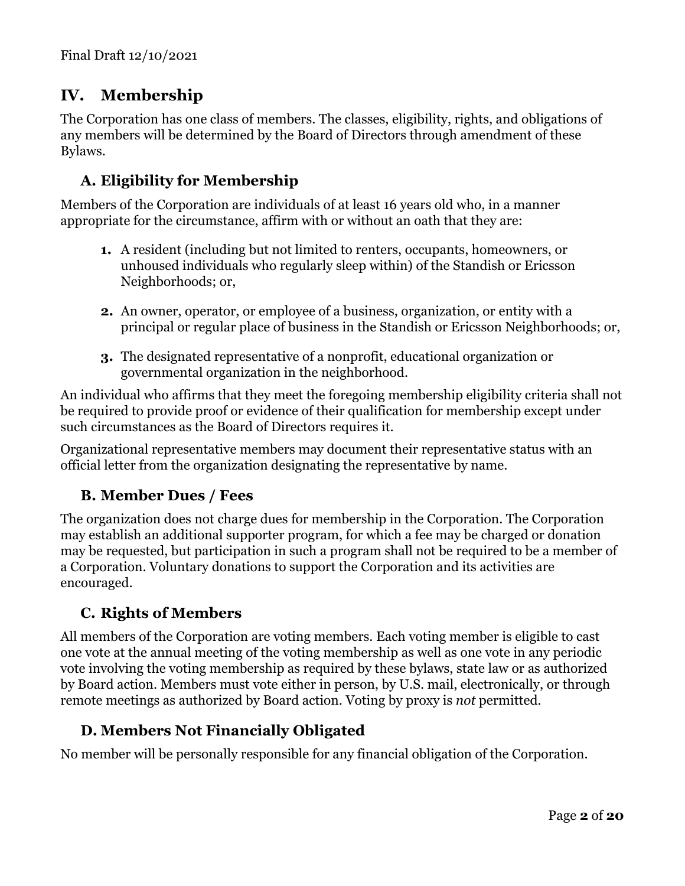## IV. Membership

The Corporation has one class of members. The classes, eligibility, rights, and obligations of any members will be determined by the Board of Directors through amendment of these Bylaws.

### A. Eligibility for Membership

Members of the Corporation are individuals of at least 16 years old who, in a manner appropriate for the circumstance, affirm with or without an oath that they are:

1. A resident (including but not limited to renters, occupants, homeowners, or unhoused individuals who regularly sleep within) of the Standish or Ericsson Neighborhoods; or,

2. An owner, operator, or employee of a business, organization, or entity with a principal or regular place of business in the Standish or Ericsson Neighborhoods; or,

3. The designated representative of a nonprofit, educational organization or governmental organization in the neighborhood.

An individual who affirms that they meet the foregoing membership eligibility criteria shall not be required to provide proof or evidence of their qualification for membership except under such circumstances as the Board of Directors requires it.

Organizational representative members may document their representative status with an official letter from the organization designating the representative by name.

### B. Member Dues / Fees

The organization does not charge dues for membership in the Corporation. The Corporation may establish an additional supporter program, for which a fee may be charged or donation may be requested, but participation in such a program shall not be required to be a member of a Corporation. Voluntary donations to support the Corporation and its activities are encouraged.

### C. Rights of Members

All members of the Corporation are voting members. Each voting member is eligible to cast one vote at the annual meeting of the voting membership as well as one vote in any periodic vote involving the voting membership as required by these bylaws, state law or as authorized by Board action. Members must vote either in person, by U.S. mail, electronically, or through remote meetings as authorized by Board action. Voting by proxy is *not* permitted.

### D. Members Not Financially Obligated

No member will be personally responsible for any financial obligation of the Corporation.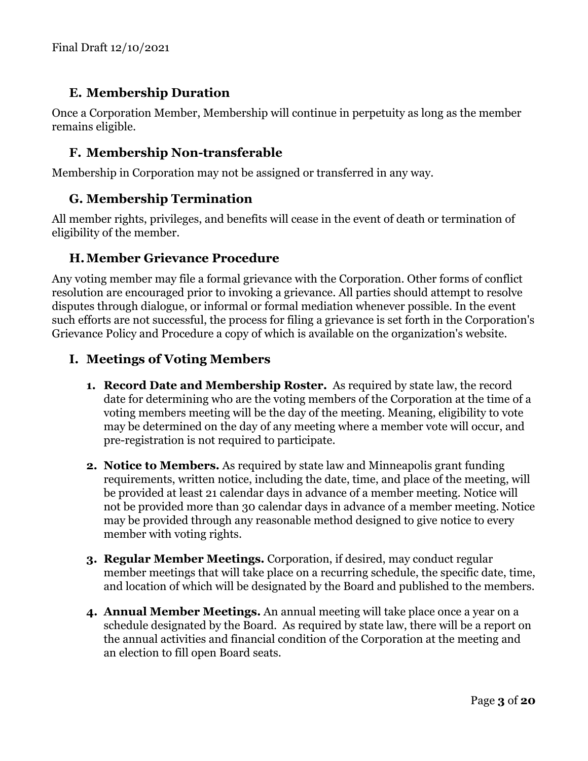### E. Membership Duration

Once a Corporation Member, Membership will continue in perpetuity as long as the member remains eligible.

### F. Membership Non-transferable

Membership in Corporation may not be assigned or transferred in any way.

### G. Membership Termination

All member rights, privileges, and benefits will cease in the event of death or termination of eligibility of the member.

### H. Member Grievance Procedure

Any voting member may file a formal grievance with the Corporation. Other forms of conflict resolution are encouraged prior to invoking a grievance. All parties should attempt to resolve disputes through dialogue, or informal or formal mediation whenever possible. In the event such efforts are not successful, the process for filing a grievance is set forth in the Corporation's Grievance Policy and Procedure a copy of which is available on the organization's website.

### I. Meetings of Voting Members

1. **Record Date and Membership Roster.** As required by state law, the record date for determining who are the voting members of the Corporation at the time of a voting members meeting will be the day of the meeting. Meaning, eligibility to vote may be determined on the day of any meeting where a member vote will occur, and pre-registration is not required to participate.

2. **Notice to Members.** As required by state law and Minneapolis grant funding requirements, written notice, including the date, time, and place of the meeting, will be provided at least 21 calendar days in advance of a member meeting. Notice will not be provided more than 30 calendar days in advance of a member meeting. Notice may be provided through any reasonable method designed to give notice to every member with voting rights.

3. **Regular Member Meetings.** Corporation, if desired, may conduct regular member meetings that will take place on a recurring schedule, the specific date, time, and location of which will be designated by the Board and published to the members.

4. **Annual Member Meetings.** An annual meeting will take place once a year on a schedule designated by the Board. As required by state law, there will be a report on the annual activities and financial condition of the Corporation at the meeting and an election to fill open Board seats.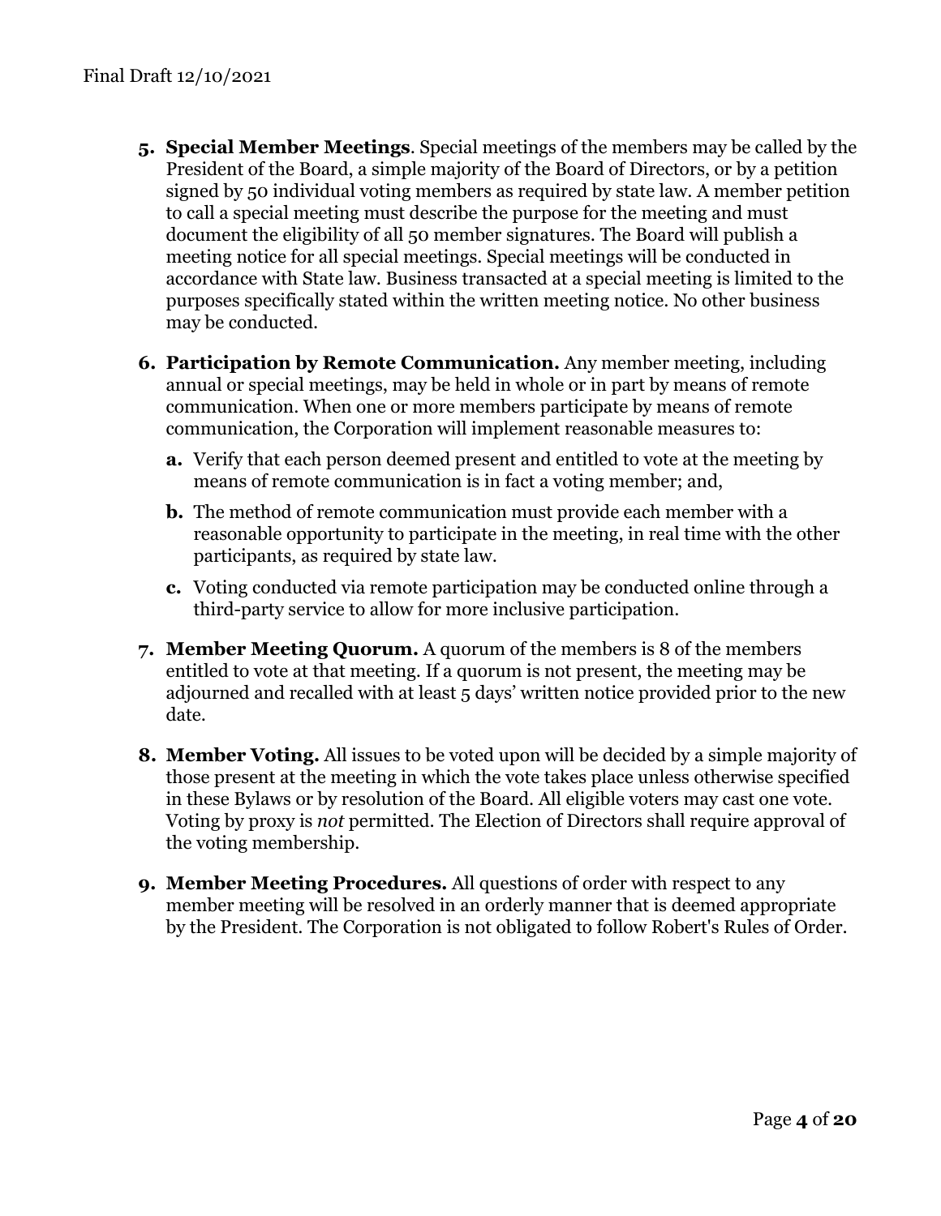5. **Special Member Meetings**. Special meetings of the members may be called by the President of the Board, a simple majority of the Board of Directors, or by a petition signed by 50 individual voting members as required by state law. A member petition to call a special meeting must describe the purpose for the meeting and must document the eligibility of all 50 member signatures. The Board will publish a meeting notice for all special meetings. Special meetings will be conducted in accordance with State law. Business transacted at a special meeting is limited to the purposes specifically stated within the written meeting notice. No other business may be conducted.

6. **Participation by Remote Communication.** Any member meeting, including annual or special meetings, may be held in whole or in part by means of remote communication. When one or more members participate by means of remote communication, the Corporation will implement reasonable measures to:

   a. Verify that each person deemed present and entitled to vote at the meeting by means of remote communication is in fact a voting member; and,

   b. The method of remote communication must provide each member with a reasonable opportunity to participate in the meeting, in real time with the other participants, as required by state law.

   c. Voting conducted via remote participation may be conducted online through a third-party service to allow for more inclusive participation.

7. **Member Meeting Quorum.** A quorum of the members is 8 of the members entitled to vote at that meeting. If a quorum is not present, the meeting may be adjourned and recalled with at least 5 days' written notice provided prior to the new date.

8. **Member Voting.** All issues to be voted upon will be decided by a simple majority of those present at the meeting in which the vote takes place unless otherwise specified in these Bylaws or by resolution of the Board. All eligible voters may cast one vote. Voting by proxy is *not* permitted. The Election of Directors shall require approval of the voting membership.

9. **Member Meeting Procedures.** All questions of order with respect to any member meeting will be resolved in an orderly manner that is deemed appropriate by the President. The Corporation is not obligated to follow Robert's Rules of Order.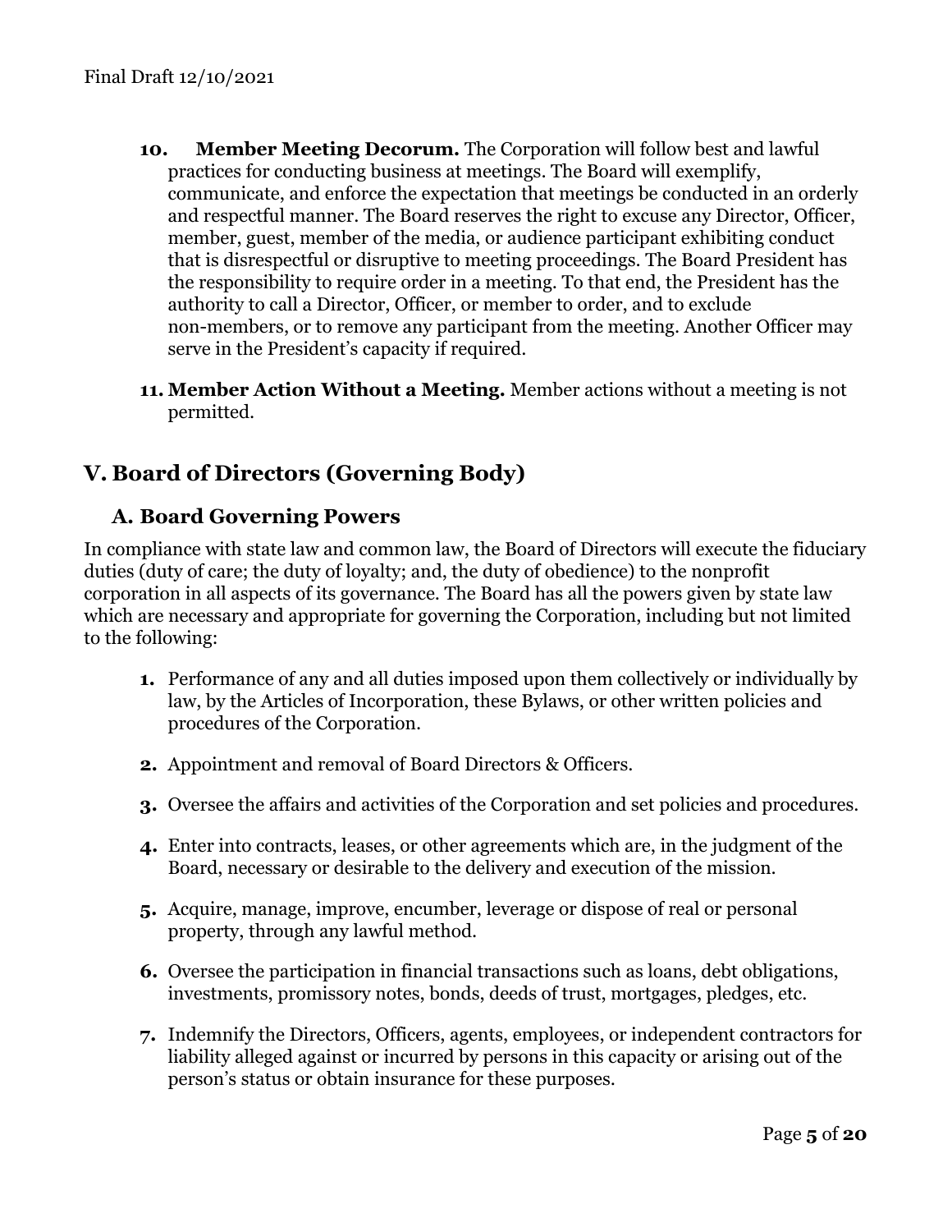10. **Member Meeting Decorum.** The Corporation will follow best and lawful practices for conducting business at meetings. The Board will exemplify, communicate, and enforce the expectation that meetings be conducted in an orderly and respectful manner. The Board reserves the right to excuse any Director, Officer, member, guest, member of the media, or audience participant exhibiting conduct that is disrespectful or disruptive to meeting proceedings. The Board President has the responsibility to require order in a meeting. To that end, the President has the authority to call a Director, Officer, or member to order, and to exclude non-members, or to remove any participant from the meeting. Another Officer may serve in the President's capacity if required.

11. **Member Action Without a Meeting.** Member actions without a meeting is not permitted.

## V. Board of Directors (Governing Body)

### A. Board Governing Powers

In compliance with state law and common law, the Board of Directors will execute the fiduciary duties (duty of care; the duty of loyalty; and, the duty of obedience) to the nonprofit corporation in all aspects of its governance. The Board has all the powers given by state law which are necessary and appropriate for governing the Corporation, including but not limited to the following:

1. Performance of any and all duties imposed upon them collectively or individually by law, by the Articles of Incorporation, these Bylaws, or other written policies and procedures of the Corporation.

2. Appointment and removal of Board Directors & Officers.

3. Oversee the affairs and activities of the Corporation and set policies and procedures.

4. Enter into contracts, leases, or other agreements which are, in the judgment of the Board, necessary or desirable to the delivery and execution of the mission.

5. Acquire, manage, improve, encumber, leverage or dispose of real or personal property, through any lawful method.

6. Oversee the participation in financial transactions such as loans, debt obligations, investments, promissory notes, bonds, deeds of trust, mortgages, pledges, etc.

7. Indemnify the Directors, Officers, agents, employees, or independent contractors for liability alleged against or incurred by persons in this capacity or arising out of the person's status or obtain insurance for these purposes.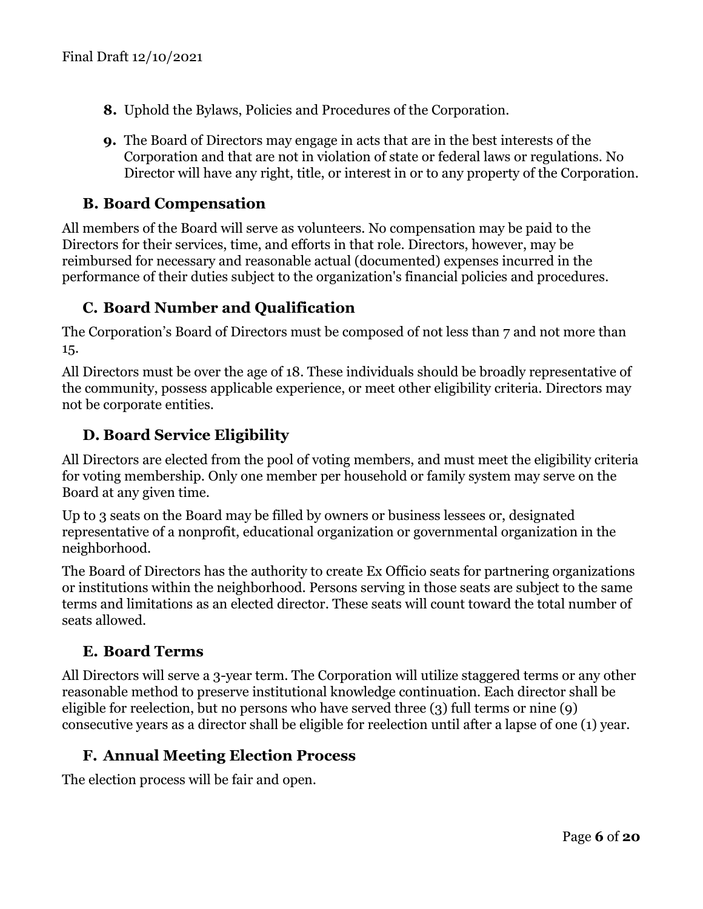8. Uphold the Bylaws, Policies and Procedures of the Corporation.

9. The Board of Directors may engage in acts that are in the best interests of the Corporation and that are not in violation of state or federal laws or regulations. No Director will have any right, title, or interest in or to any property of the Corporation.

## B. Board Compensation

All members of the Board will serve as volunteers. No compensation may be paid to the Directors for their services, time, and efforts in that role. Directors, however, may be reimbursed for necessary and reasonable actual (documented) expenses incurred in the performance of their duties subject to the organization's financial policies and procedures.

## C. Board Number and Qualification

The Corporation's Board of Directors must be composed of not less than 7 and not more than 15.

All Directors must be over the age of 18. These individuals should be broadly representative of the community, possess applicable experience, or meet other eligibility criteria. Directors may not be corporate entities.

## D. Board Service Eligibility

All Directors are elected from the pool of voting members, and must meet the eligibility criteria for voting membership. Only one member per household or family system may serve on the Board at any given time.

Up to 3 seats on the Board may be filled by owners or business lessees or, designated representative of a nonprofit, educational organization or governmental organization in the neighborhood.

The Board of Directors has the authority to create Ex Officio seats for partnering organizations or institutions within the neighborhood. Persons serving in those seats are subject to the same terms and limitations as an elected director. These seats will count toward the total number of seats allowed.

## E. Board Terms

All Directors will serve a 3-year term. The Corporation will utilize staggered terms or any other reasonable method to preserve institutional knowledge continuation. Each director shall be eligible for reelection, but no persons who have served three (3) full terms or nine (9) consecutive years as a director shall be eligible for reelection until after a lapse of one (1) year.

## F. Annual Meeting Election Process

The election process will be fair and open.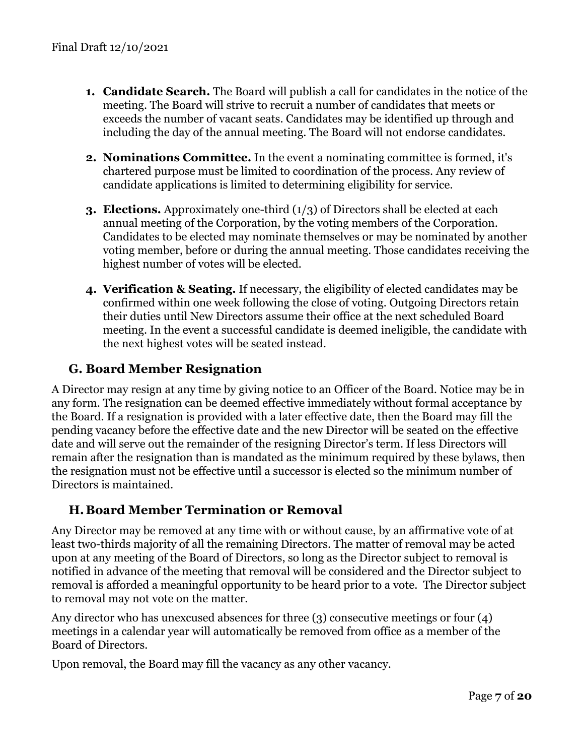1. **Candidate Search.** The Board will publish a call for candidates in the notice of the meeting. The Board will strive to recruit a number of candidates that meets or exceeds the number of vacant seats. Candidates may be identified up through and including the day of the annual meeting. The Board will not endorse candidates.

2. **Nominations Committee.** In the event a nominating committee is formed, it's chartered purpose must be limited to coordination of the process. Any review of candidate applications is limited to determining eligibility for service.

3. **Elections.** Approximately one-third (1/3) of Directors shall be elected at each annual meeting of the Corporation, by the voting members of the Corporation. Candidates to be elected may nominate themselves or may be nominated by another voting member, before or during the annual meeting. Those candidates receiving the highest number of votes will be elected.

4. **Verification & Seating.** If necessary, the eligibility of elected candidates may be confirmed within one week following the close of voting. Outgoing Directors retain their duties until New Directors assume their office at the next scheduled Board meeting. In the event a successful candidate is deemed ineligible, the candidate with the next highest votes will be seated instead.

## G. Board Member Resignation

A Director may resign at any time by giving notice to an Officer of the Board. Notice may be in any form. The resignation can be deemed effective immediately without formal acceptance by the Board. If a resignation is provided with a later effective date, then the Board may fill the pending vacancy before the effective date and the new Director will be seated on the effective date and will serve out the remainder of the resigning Director's term. If less Directors will remain after the resignation than is mandated as the minimum required by these bylaws, then the resignation must not be effective until a successor is elected so the minimum number of Directors is maintained.

## H. Board Member Termination or Removal

Any Director may be removed at any time with or without cause, by an affirmative vote of at least two-thirds majority of all the remaining Directors. The matter of removal may be acted upon at any meeting of the Board of Directors, so long as the Director subject to removal is notified in advance of the meeting that removal will be considered and the Director subject to removal is afforded a meaningful opportunity to be heard prior to a vote. The Director subject to removal may not vote on the matter.

Any director who has unexcused absences for three (3) consecutive meetings or four (4) meetings in a calendar year will automatically be removed from office as a member of the Board of Directors.

Upon removal, the Board may fill the vacancy as any other vacancy.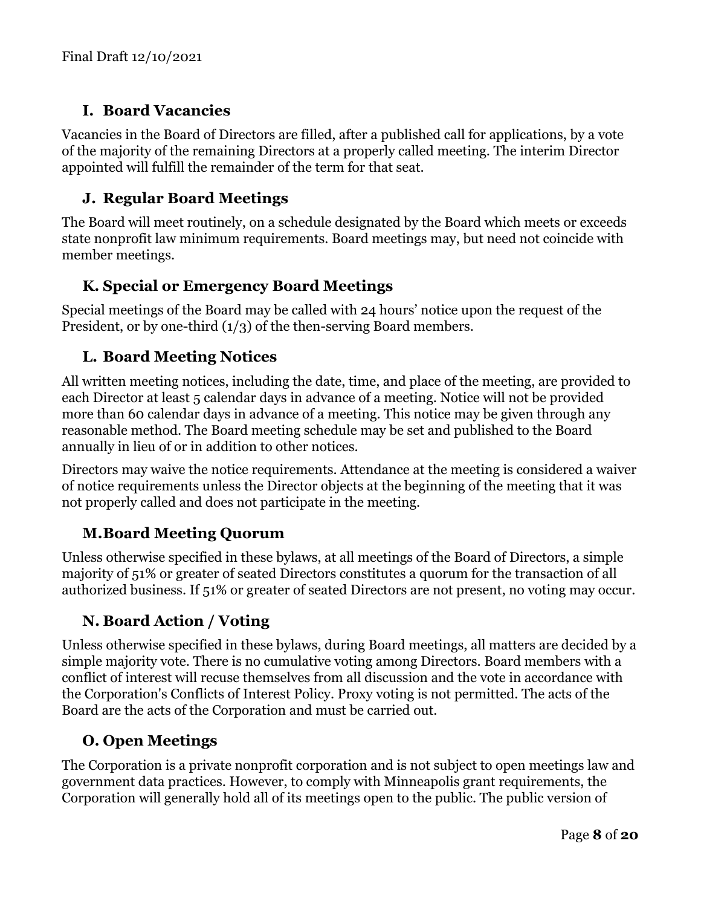### I. Board Vacancies

Vacancies in the Board of Directors are filled, after a published call for applications, by a vote of the majority of the remaining Directors at a properly called meeting. The interim Director appointed will fulfill the remainder of the term for that seat.

### J. Regular Board Meetings

The Board will meet routinely, on a schedule designated by the Board which meets or exceeds state nonprofit law minimum requirements. Board meetings may, but need not coincide with member meetings.

### K. Special or Emergency Board Meetings

Special meetings of the Board may be called with 24 hours' notice upon the request of the President, or by one-third (1/3) of the then-serving Board members.

### L. Board Meeting Notices

All written meeting notices, including the date, time, and place of the meeting, are provided to each Director at least 5 calendar days in advance of a meeting. Notice will not be provided more than 60 calendar days in advance of a meeting. This notice may be given through any reasonable method. The Board meeting schedule may be set and published to the Board annually in lieu of or in addition to other notices.

Directors may waive the notice requirements. Attendance at the meeting is considered a waiver of notice requirements unless the Director objects at the beginning of the meeting that it was not properly called and does not participate in the meeting.

### M. Board Meeting Quorum

Unless otherwise specified in these bylaws, at all meetings of the Board of Directors, a simple majority of 51% or greater of seated Directors constitutes a quorum for the transaction of all authorized business. If 51% or greater of seated Directors are not present, no voting may occur.

### N. Board Action / Voting

Unless otherwise specified in these bylaws, during Board meetings, all matters are decided by a simple majority vote. There is no cumulative voting among Directors. Board members with a conflict of interest will recuse themselves from all discussion and the vote in accordance with the Corporation's Conflicts of Interest Policy. Proxy voting is not permitted. The acts of the Board are the acts of the Corporation and must be carried out.

### O. Open Meetings

The Corporation is a private nonprofit corporation and is not subject to open meetings law and government data practices. However, to comply with Minneapolis grant requirements, the Corporation will generally hold all of its meetings open to the public. The public version of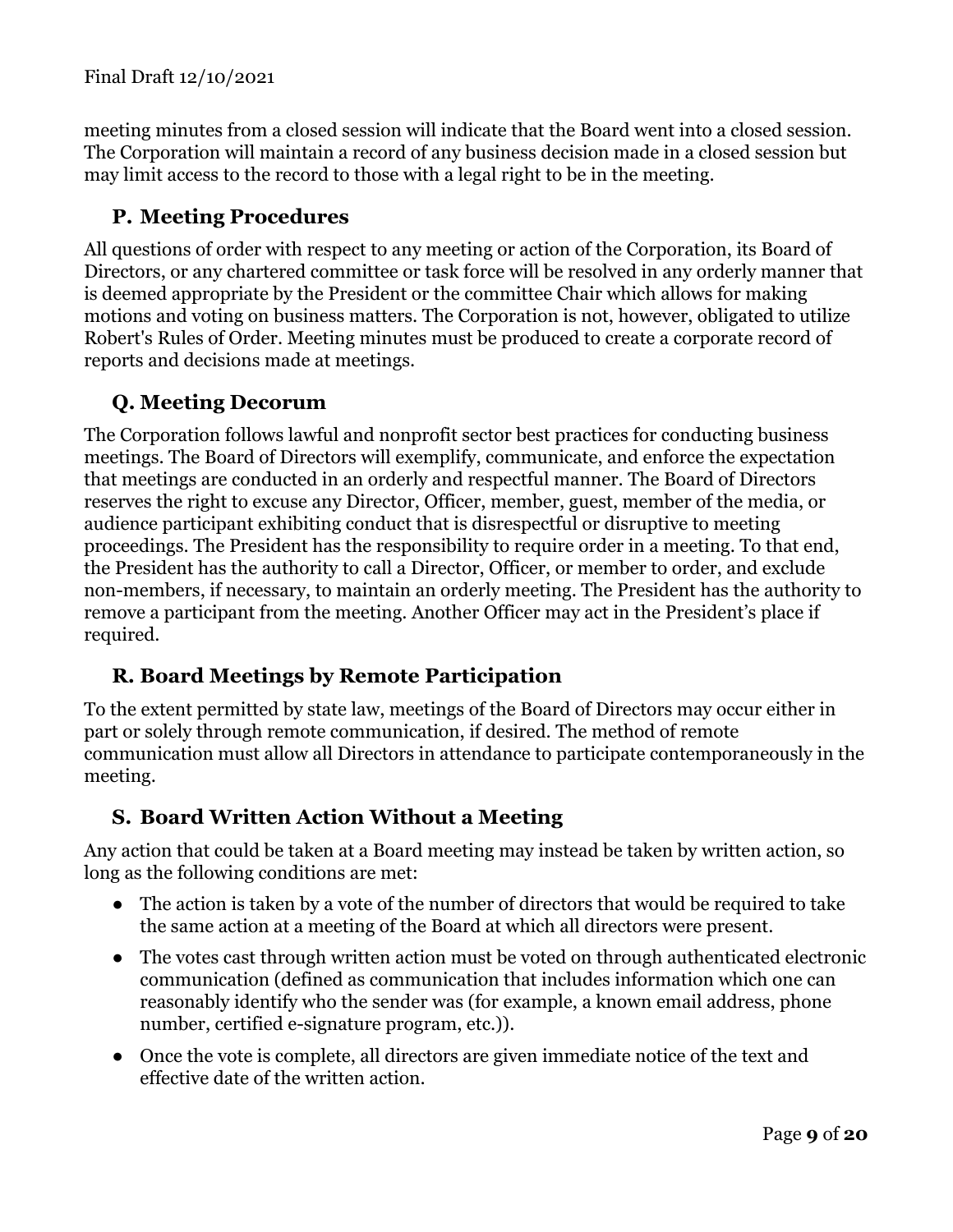meeting minutes from a closed session will indicate that the Board went into a closed session. The Corporation will maintain a record of any business decision made in a closed session but may limit access to the record to those with a legal right to be in the meeting.

### P. Meeting Procedures

All questions of order with respect to any meeting or action of the Corporation, its Board of Directors, or any chartered committee or task force will be resolved in any orderly manner that is deemed appropriate by the President or the committee Chair which allows for making motions and voting on business matters. The Corporation is not, however, obligated to utilize Robert's Rules of Order. Meeting minutes must be produced to create a corporate record of reports and decisions made at meetings.

### Q. Meeting Decorum

The Corporation follows lawful and nonprofit sector best practices for conducting business meetings. The Board of Directors will exemplify, communicate, and enforce the expectation that meetings are conducted in an orderly and respectful manner. The Board of Directors reserves the right to excuse any Director, Officer, member, guest, member of the media, or audience participant exhibiting conduct that is disrespectful or disruptive to meeting proceedings. The President has the responsibility to require order in a meeting. To that end, the President has the authority to call a Director, Officer, or member to order, and exclude non-members, if necessary, to maintain an orderly meeting. The President has the authority to remove a participant from the meeting. Another Officer may act in the President's place if required.

### R. Board Meetings by Remote Participation

To the extent permitted by state law, meetings of the Board of Directors may occur either in part or solely through remote communication, if desired. The method of remote communication must allow all Directors in attendance to participate contemporaneously in the meeting.

### S. Board Written Action Without a Meeting

Any action that could be taken at a Board meeting may instead be taken by written action, so long as the following conditions are met:

- The action is taken by a vote of the number of directors that would be required to take the same action at a meeting of the Board at which all directors were present.
- The votes cast through written action must be voted on through authenticated electronic communication (defined as communication that includes information which one can reasonably identify who the sender was (for example, a known email address, phone number, certified e-signature program, etc.)).
- Once the vote is complete, all directors are given immediate notice of the text and effective date of the written action.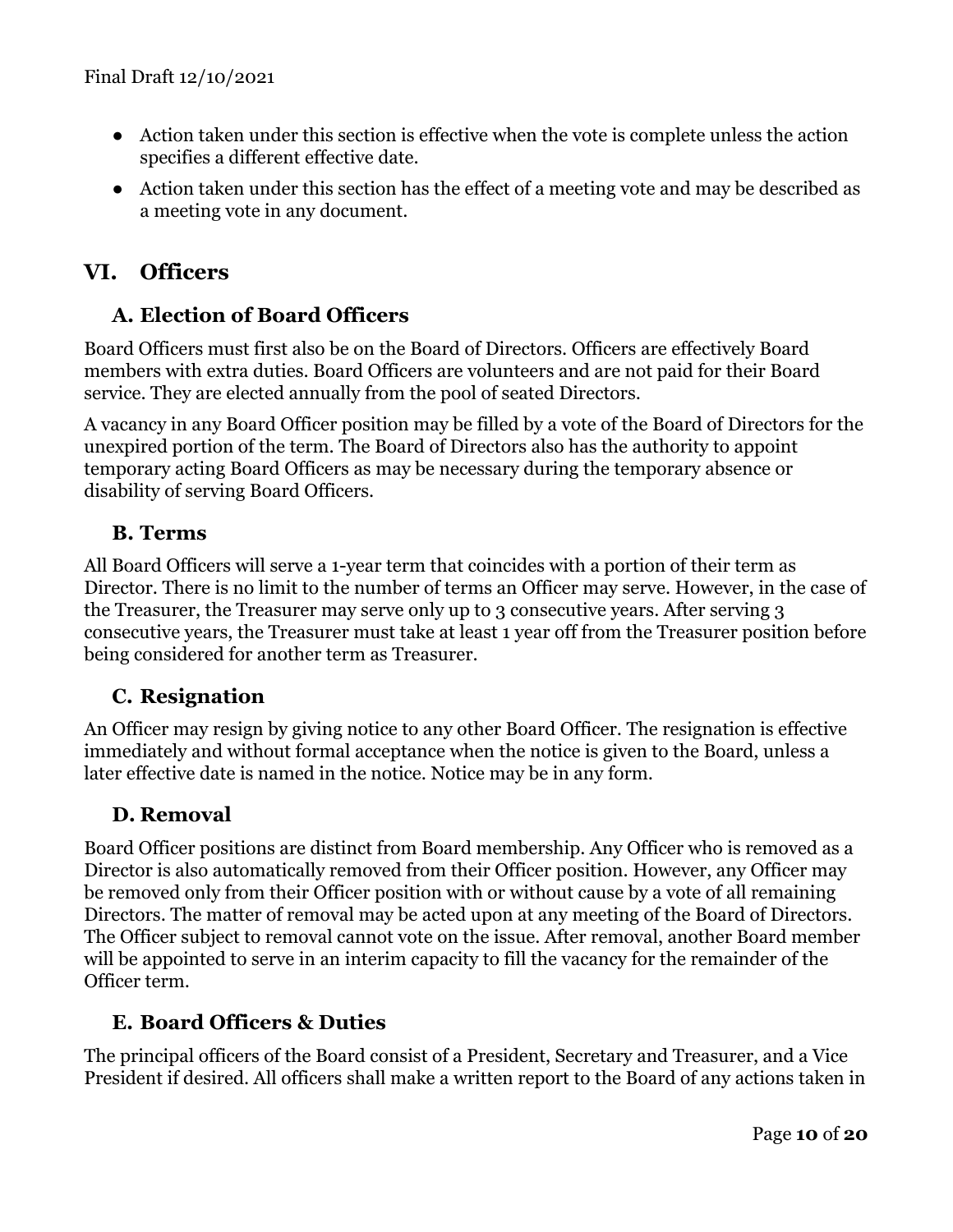- Action taken under this section is effective when the vote is complete unless the action specifies a different effective date.
- Action taken under this section has the effect of a meeting vote and may be described as a meeting vote in any document.

# VI. Officers

## A. Election of Board Officers

Board Officers must first also be on the Board of Directors. Officers are effectively Board members with extra duties. Board Officers are volunteers and are not paid for their Board service. They are elected annually from the pool of seated Directors.

A vacancy in any Board Officer position may be filled by a vote of the Board of Directors for the unexpired portion of the term. The Board of Directors also has the authority to appoint temporary acting Board Officers as may be necessary during the temporary absence or disability of serving Board Officers.

## B. Terms

All Board Officers will serve a 1-year term that coincides with a portion of their term as Director. There is no limit to the number of terms an Officer may serve. However, in the case of the Treasurer, the Treasurer may serve only up to 3 consecutive years. After serving 3 consecutive years, the Treasurer must take at least 1 year off from the Treasurer position before being considered for another term as Treasurer.

## C. Resignation

An Officer may resign by giving notice to any other Board Officer. The resignation is effective immediately and without formal acceptance when the notice is given to the Board, unless a later effective date is named in the notice. Notice may be in any form.

## D. Removal

Board Officer positions are distinct from Board membership. Any Officer who is removed as a Director is also automatically removed from their Officer position. However, any Officer may be removed only from their Officer position with or without cause by a vote of all remaining Directors. The matter of removal may be acted upon at any meeting of the Board of Directors. The Officer subject to removal cannot vote on the issue. After removal, another Board member will be appointed to serve in an interim capacity to fill the vacancy for the remainder of the Officer term.

## E. Board Officers & Duties

The principal officers of the Board consist of a President, Secretary and Treasurer, and a Vice President if desired. All officers shall make a written report to the Board of any actions taken in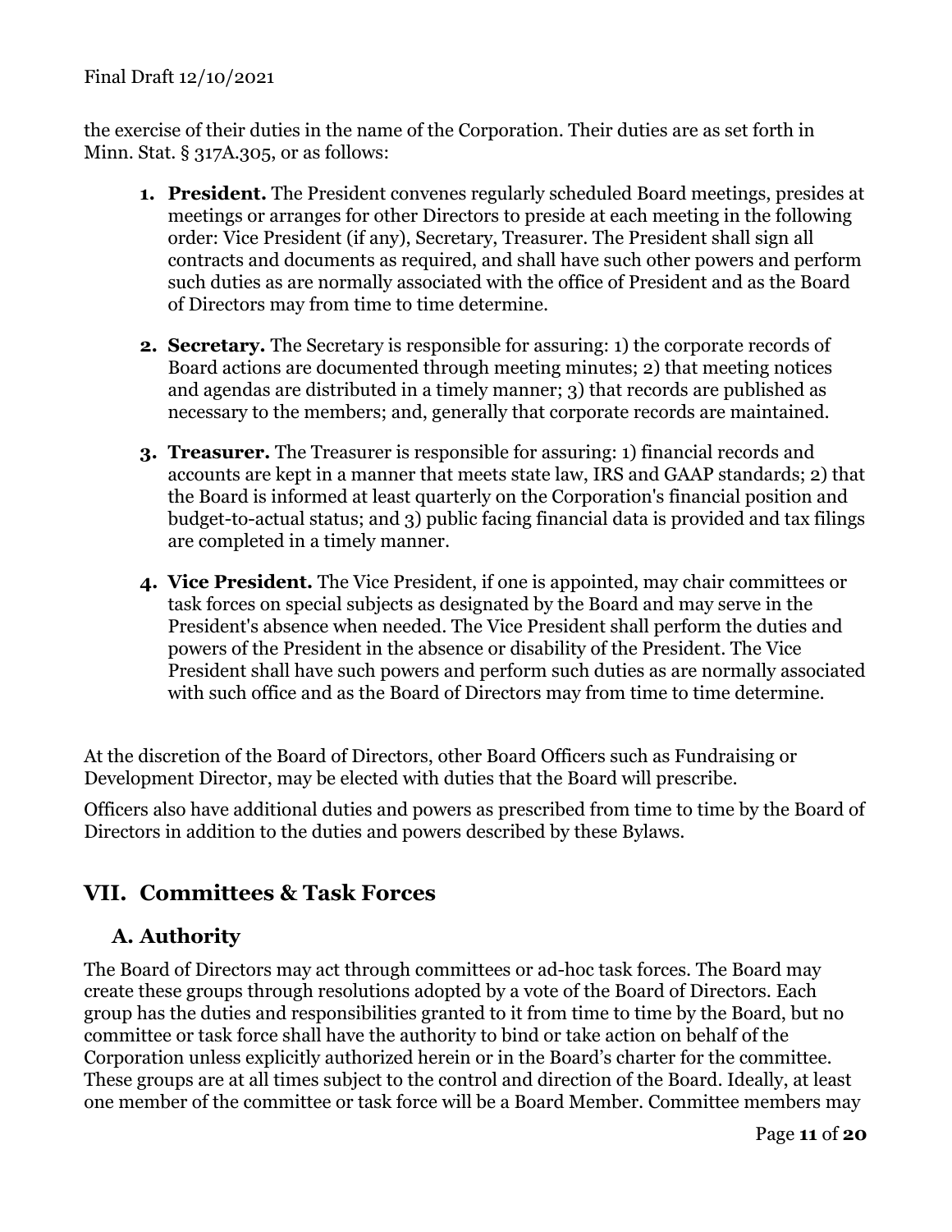the exercise of their duties in the name of the Corporation. Their duties are as set forth in Minn. Stat. § 317A.305, or as follows:

1. **President.** The President convenes regularly scheduled Board meetings, presides at meetings or arranges for other Directors to preside at each meeting in the following order: Vice President (if any), Secretary, Treasurer. The President shall sign all contracts and documents as required, and shall have such other powers and perform such duties as are normally associated with the office of President and as the Board of Directors may from time to time determine.

2. **Secretary.** The Secretary is responsible for assuring: 1) the corporate records of Board actions are documented through meeting minutes; 2) that meeting notices and agendas are distributed in a timely manner; 3) that records are published as necessary to the members; and, generally that corporate records are maintained.

3. **Treasurer.** The Treasurer is responsible for assuring: 1) financial records and accounts are kept in a manner that meets state law, IRS and GAAP standards; 2) that the Board is informed at least quarterly on the Corporation's financial position and budget-to-actual status; and 3) public facing financial data is provided and tax filings are completed in a timely manner.

4. **Vice President.** The Vice President, if one is appointed, may chair committees or task forces on special subjects as designated by the Board and may serve in the President's absence when needed. The Vice President shall perform the duties and powers of the President in the absence or disability of the President. The Vice President shall have such powers and perform such duties as are normally associated with such office and as the Board of Directors may from time to time determine.

At the discretion of the Board of Directors, other Board Officers such as Fundraising or Development Director, may be elected with duties that the Board will prescribe.

Officers also have additional duties and powers as prescribed from time to time by the Board of Directors in addition to the duties and powers described by these Bylaws.

## VII. Committees & Task Forces

### A. Authority

The Board of Directors may act through committees or ad-hoc task forces. The Board may create these groups through resolutions adopted by a vote of the Board of Directors. Each group has the duties and responsibilities granted to it from time to time by the Board, but no committee or task force shall have the authority to bind or take action on behalf of the Corporation unless explicitly authorized herein or in the Board's charter for the committee. These groups are at all times subject to the control and direction of the Board. Ideally, at least one member of the committee or task force will be a Board Member. Committee members may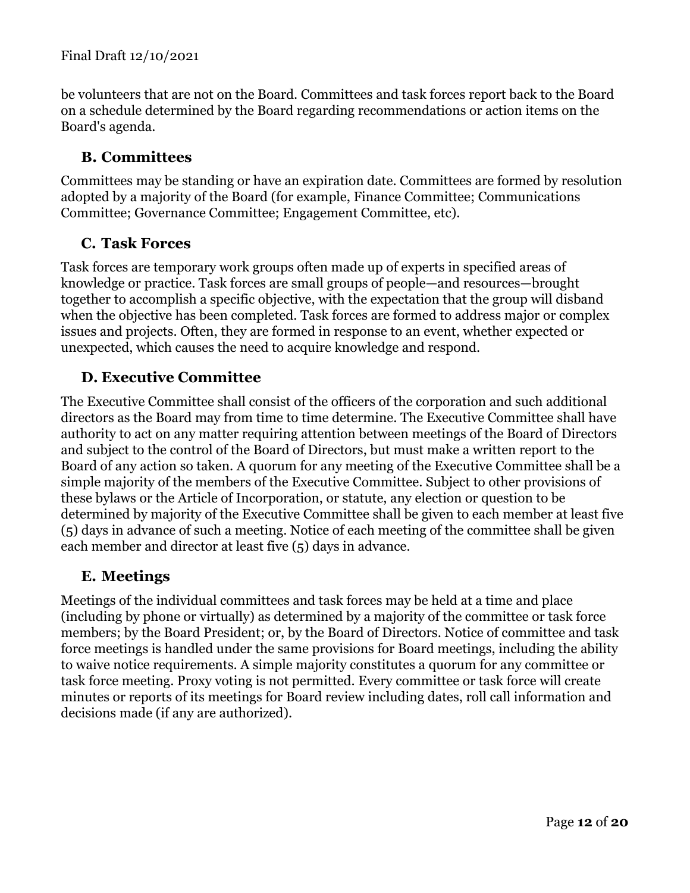be volunteers that are not on the Board. Committees and task forces report back to the Board on a schedule determined by the Board regarding recommendations or action items on the Board's agenda.

### B. Committees

Committees may be standing or have an expiration date. Committees are formed by resolution adopted by a majority of the Board (for example, Finance Committee; Communications Committee; Governance Committee; Engagement Committee, etc).

### C. Task Forces

Task forces are temporary work groups often made up of experts in specified areas of knowledge or practice. Task forces are small groups of people—and resources—brought together to accomplish a specific objective, with the expectation that the group will disband when the objective has been completed. Task forces are formed to address major or complex issues and projects. Often, they are formed in response to an event, whether expected or unexpected, which causes the need to acquire knowledge and respond.

### D. Executive Committee

The Executive Committee shall consist of the officers of the corporation and such additional directors as the Board may from time to time determine. The Executive Committee shall have authority to act on any matter requiring attention between meetings of the Board of Directors and subject to the control of the Board of Directors, but must make a written report to the Board of any action so taken. A quorum for any meeting of the Executive Committee shall be a simple majority of the members of the Executive Committee. Subject to other provisions of these bylaws or the Article of Incorporation, or statute, any election or question to be determined by majority of the Executive Committee shall be given to each member at least five (5) days in advance of such a meeting. Notice of each meeting of the committee shall be given each member and director at least five (5) days in advance.

### E. Meetings

Meetings of the individual committees and task forces may be held at a time and place (including by phone or virtually) as determined by a majority of the committee or task force members; by the Board President; or, by the Board of Directors. Notice of committee and task force meetings is handled under the same provisions for Board meetings, including the ability to waive notice requirements. A simple majority constitutes a quorum for any committee or task force meeting. Proxy voting is not permitted. Every committee or task force will create minutes or reports of its meetings for Board review including dates, roll call information and decisions made (if any are authorized).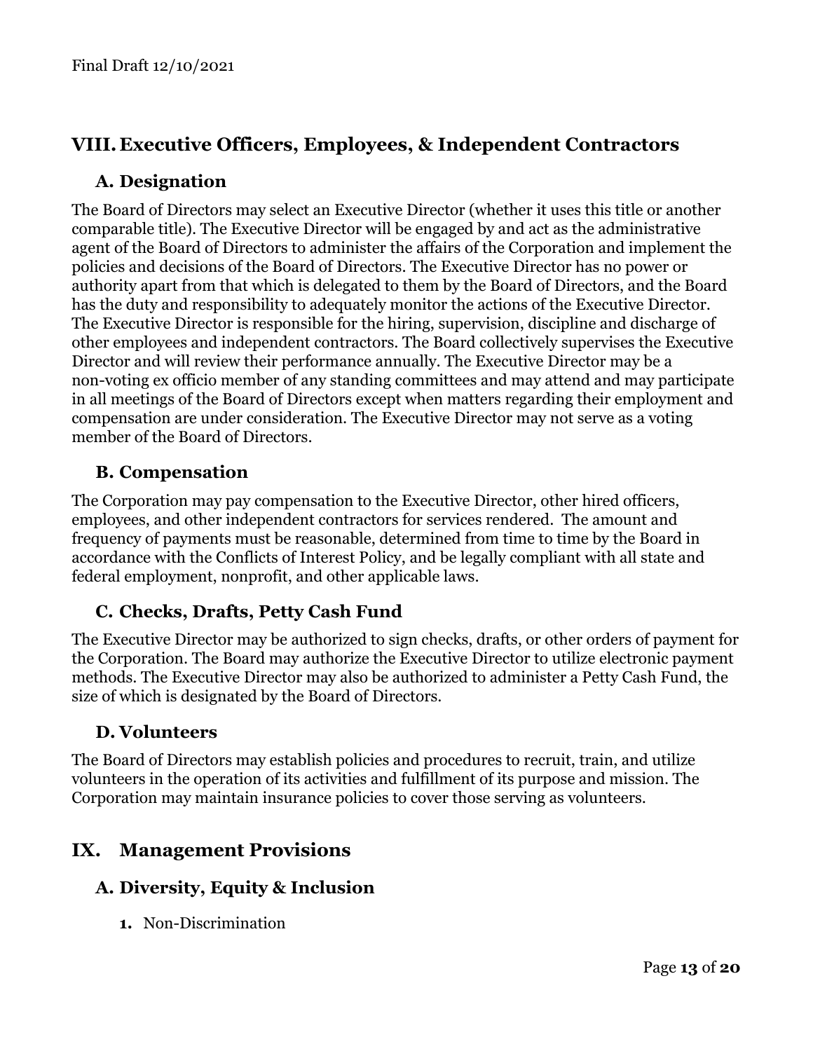## VIII. Executive Officers, Employees, & Independent Contractors

### A. Designation

The Board of Directors may select an Executive Director (whether it uses this title or another comparable title). The Executive Director will be engaged by and act as the administrative agent of the Board of Directors to administer the affairs of the Corporation and implement the policies and decisions of the Board of Directors. The Executive Director has no power or authority apart from that which is delegated to them by the Board of Directors, and the Board has the duty and responsibility to adequately monitor the actions of the Executive Director. The Executive Director is responsible for the hiring, supervision, discipline and discharge of other employees and independent contractors. The Board collectively supervises the Executive Director and will review their performance annually. The Executive Director may be a non-voting ex officio member of any standing committees and may attend and may participate in all meetings of the Board of Directors except when matters regarding their employment and compensation are under consideration. The Executive Director may not serve as a voting member of the Board of Directors.

### B. Compensation

The Corporation may pay compensation to the Executive Director, other hired officers, employees, and other independent contractors for services rendered. The amount and frequency of payments must be reasonable, determined from time to time by the Board in accordance with the Conflicts of Interest Policy, and be legally compliant with all state and federal employment, nonprofit, and other applicable laws.

### C. Checks, Drafts, Petty Cash Fund

The Executive Director may be authorized to sign checks, drafts, or other orders of payment for the Corporation. The Board may authorize the Executive Director to utilize electronic payment methods. The Executive Director may also be authorized to administer a Petty Cash Fund, the size of which is designated by the Board of Directors.

### D. Volunteers

The Board of Directors may establish policies and procedures to recruit, train, and utilize volunteers in the operation of its activities and fulfillment of its purpose and mission. The Corporation may maintain insurance policies to cover those serving as volunteers.

## IX. Management Provisions

### A. Diversity, Equity & Inclusion

**1.** Non-Discrimination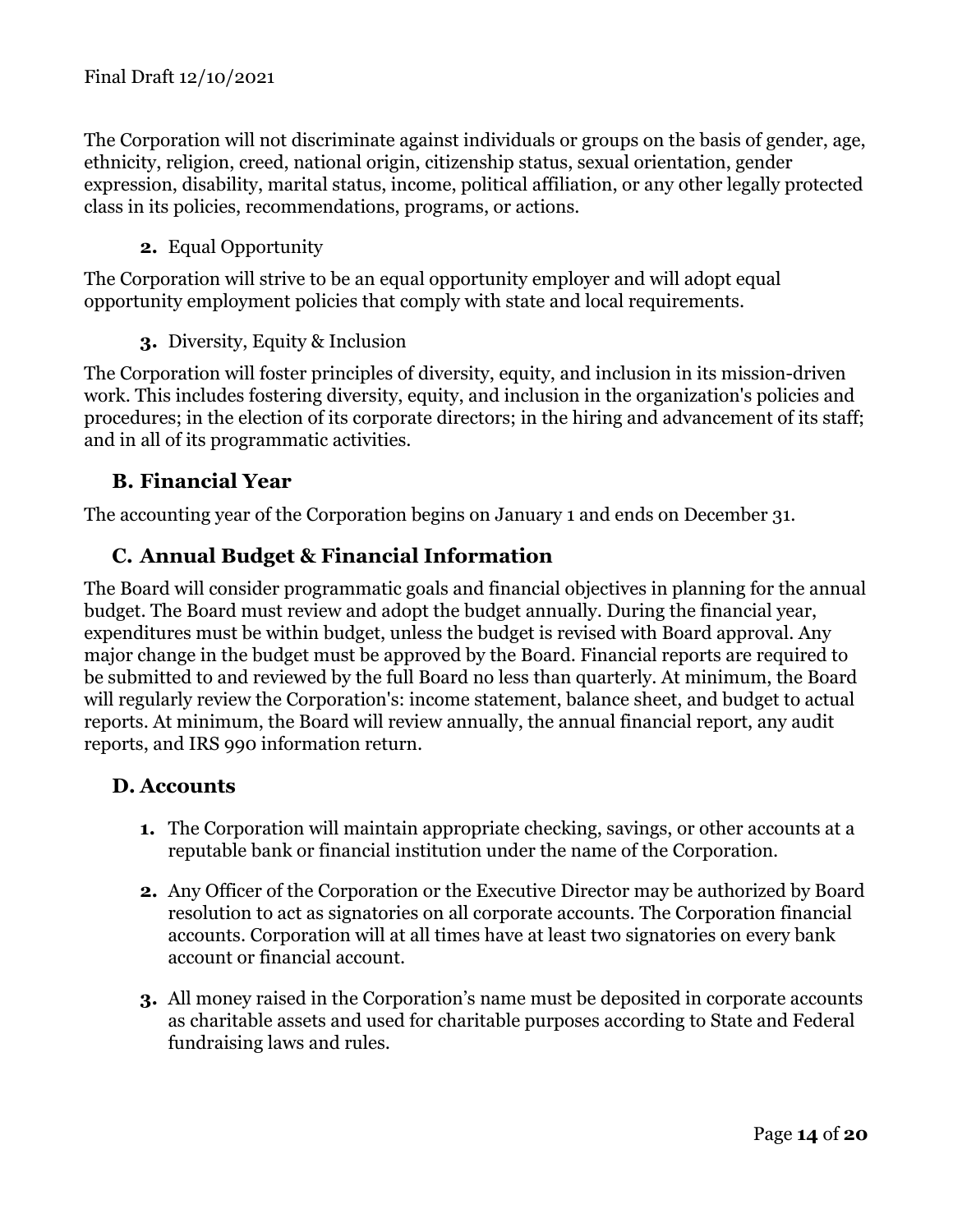The Corporation will not discriminate against individuals or groups on the basis of gender, age, ethnicity, religion, creed, national origin, citizenship status, sexual orientation, gender expression, disability, marital status, income, political affiliation, or any other legally protected class in its policies, recommendations, programs, or actions.

**2.** Equal Opportunity

The Corporation will strive to be an equal opportunity employer and will adopt equal opportunity employment policies that comply with state and local requirements.

**3.** Diversity, Equity & Inclusion

The Corporation will foster principles of diversity, equity, and inclusion in its mission-driven work. This includes fostering diversity, equity, and inclusion in the organization's policies and procedures; in the election of its corporate directors; in the hiring and advancement of its staff; and in all of its programmatic activities.

## B. Financial Year

The accounting year of the Corporation begins on January 1 and ends on December 31.

## C. Annual Budget & Financial Information

The Board will consider programmatic goals and financial objectives in planning for the annual budget. The Board must review and adopt the budget annually. During the financial year, expenditures must be within budget, unless the budget is revised with Board approval. Any major change in the budget must be approved by the Board. Financial reports are required to be submitted to and reviewed by the full Board no less than quarterly. At minimum, the Board will regularly review the Corporation's: income statement, balance sheet, and budget to actual reports. At minimum, the Board will review annually, the annual financial report, any audit reports, and IRS 990 information return.

## D. Accounts

1. The Corporation will maintain appropriate checking, savings, or other accounts at a reputable bank or financial institution under the name of the Corporation.
2. Any Officer of the Corporation or the Executive Director may be authorized by Board resolution to act as signatories on all corporate accounts. The Corporation financial accounts. Corporation will at all times have at least two signatories on every bank account or financial account.
3. All money raised in the Corporation's name must be deposited in corporate accounts as charitable assets and used for charitable purposes according to State and Federal fundraising laws and rules.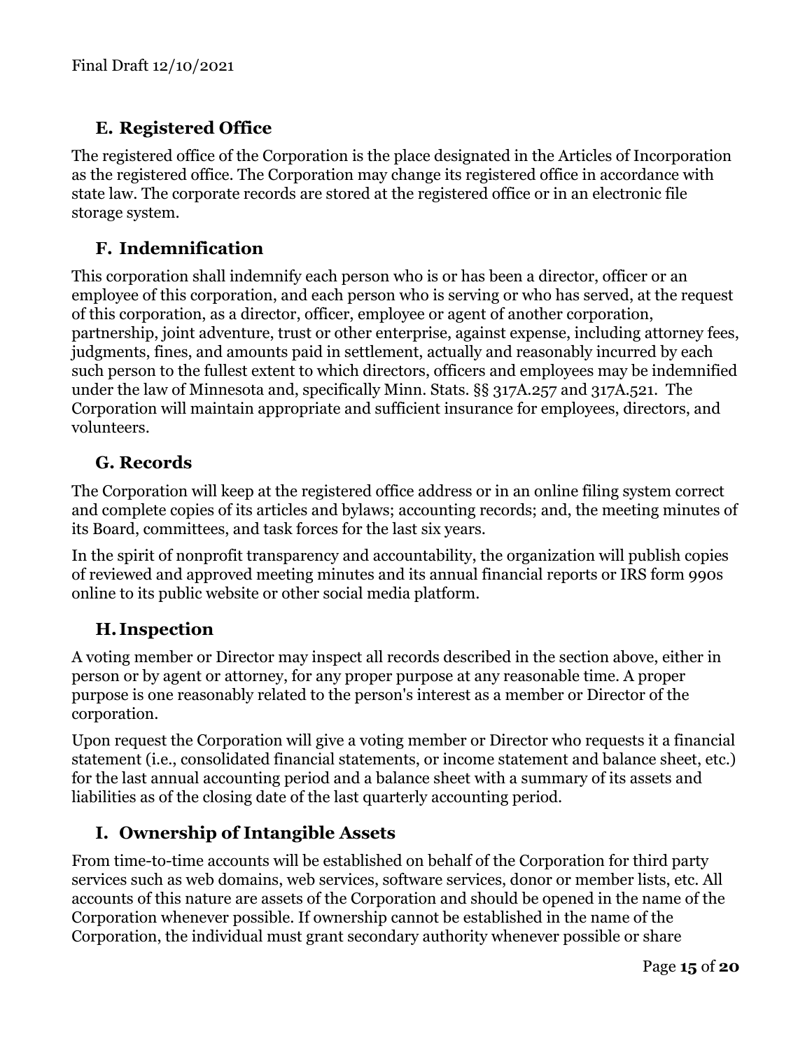## E. Registered Office

The registered office of the Corporation is the place designated in the Articles of Incorporation as the registered office. The Corporation may change its registered office in accordance with state law. The corporate records are stored at the registered office or in an electronic file storage system.

## F. Indemnification

This corporation shall indemnify each person who is or has been a director, officer or an employee of this corporation, and each person who is serving or who has served, at the request of this corporation, as a director, officer, employee or agent of another corporation, partnership, joint adventure, trust or other enterprise, against expense, including attorney fees, judgments, fines, and amounts paid in settlement, actually and reasonably incurred by each such person to the fullest extent to which directors, officers and employees may be indemnified under the law of Minnesota and, specifically Minn. Stats. §§ 317A.257 and 317A.521. The Corporation will maintain appropriate and sufficient insurance for employees, directors, and volunteers.

## G. Records

The Corporation will keep at the registered office address or in an online filing system correct and complete copies of its articles and bylaws; accounting records; and, the meeting minutes of its Board, committees, and task forces for the last six years.

In the spirit of nonprofit transparency and accountability, the organization will publish copies of reviewed and approved meeting minutes and its annual financial reports or IRS form 990s online to its public website or other social media platform.

## H. Inspection

A voting member or Director may inspect all records described in the section above, either in person or by agent or attorney, for any proper purpose at any reasonable time. A proper purpose is one reasonably related to the person's interest as a member or Director of the corporation.

Upon request the Corporation will give a voting member or Director who requests it a financial statement (i.e., consolidated financial statements, or income statement and balance sheet, etc.) for the last annual accounting period and a balance sheet with a summary of its assets and liabilities as of the closing date of the last quarterly accounting period.

## I. Ownership of Intangible Assets

From time-to-time accounts will be established on behalf of the Corporation for third party services such as web domains, web services, software services, donor or member lists, etc. All accounts of this nature are assets of the Corporation and should be opened in the name of the Corporation whenever possible. If ownership cannot be established in the name of the Corporation, the individual must grant secondary authority whenever possible or share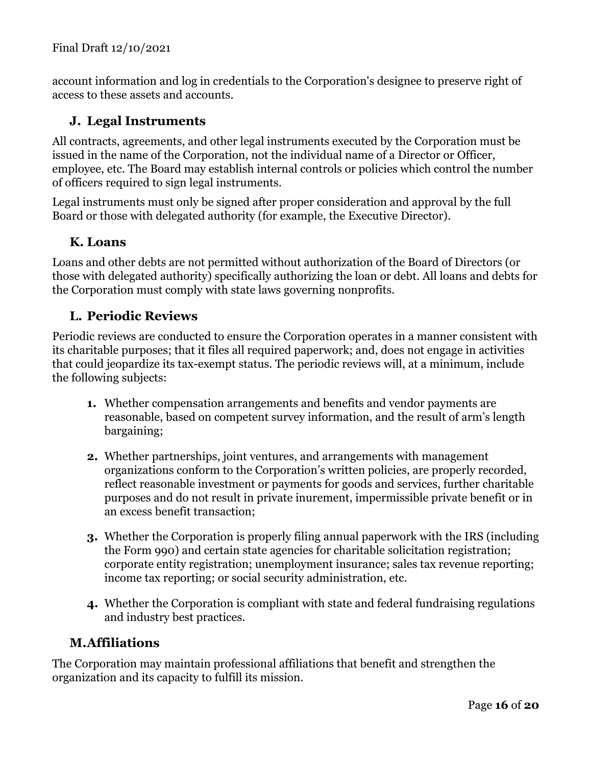account information and log in credentials to the Corporation's designee to preserve right of access to these assets and accounts.

### J. Legal Instruments

All contracts, agreements, and other legal instruments executed by the Corporation must be issued in the name of the Corporation, not the individual name of a Director or Officer, employee, etc. The Board may establish internal controls or policies which control the number of officers required to sign legal instruments.

Legal instruments must only be signed after proper consideration and approval by the full Board or those with delegated authority (for example, the Executive Director).

### K. Loans

Loans and other debts are not permitted without authorization of the Board of Directors (or those with delegated authority) specifically authorizing the loan or debt. All loans and debts for the Corporation must comply with state laws governing nonprofits.

### L. Periodic Reviews

Periodic reviews are conducted to ensure the Corporation operates in a manner consistent with its charitable purposes; that it files all required paperwork; and, does not engage in activities that could jeopardize its tax-exempt status. The periodic reviews will, at a minimum, include the following subjects:

1. Whether compensation arrangements and benefits and vendor payments are reasonable, based on competent survey information, and the result of arm's length bargaining;

2. Whether partnerships, joint ventures, and arrangements with management organizations conform to the Corporation's written policies, are properly recorded, reflect reasonable investment or payments for goods and services, further charitable purposes and do not result in private inurement, impermissible private benefit or in an excess benefit transaction;

3. Whether the Corporation is properly filing annual paperwork with the IRS (including the Form 990) and certain state agencies for charitable solicitation registration; corporate entity registration; unemployment insurance; sales tax revenue reporting; income tax reporting; or social security administration, etc.

4. Whether the Corporation is compliant with state and federal fundraising regulations and industry best practices.

### M. Affiliations

The Corporation may maintain professional affiliations that benefit and strengthen the organization and its capacity to fulfill its mission.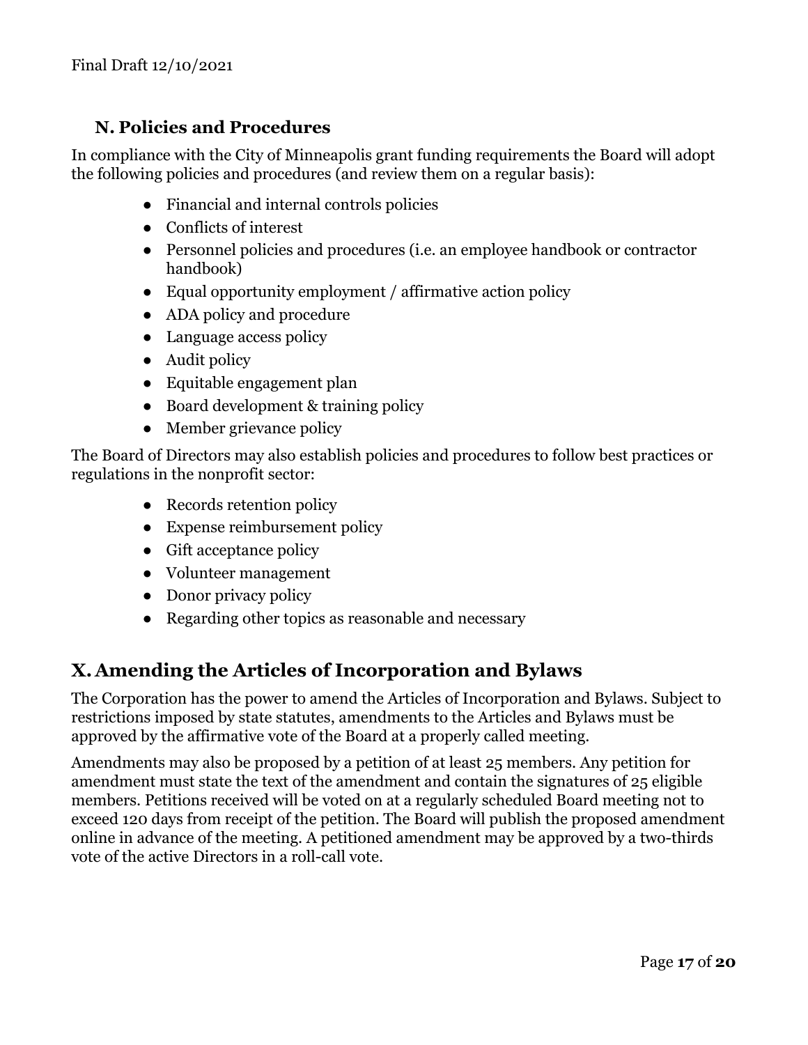### N. Policies and Procedures

In compliance with the City of Minneapolis grant funding requirements the Board will adopt the following policies and procedures (and review them on a regular basis):

- Financial and internal controls policies
- Conflicts of interest
- Personnel policies and procedures (i.e. an employee handbook or contractor handbook)
- Equal opportunity employment / affirmative action policy
- ADA policy and procedure
- Language access policy
- Audit policy
- Equitable engagement plan
- Board development & training policy
- Member grievance policy

The Board of Directors may also establish policies and procedures to follow best practices or regulations in the nonprofit sector:

- Records retention policy
- Expense reimbursement policy
- Gift acceptance policy
- Volunteer management
- Donor privacy policy
- Regarding other topics as reasonable and necessary

## X. Amending the Articles of Incorporation and Bylaws

The Corporation has the power to amend the Articles of Incorporation and Bylaws. Subject to restrictions imposed by state statutes, amendments to the Articles and Bylaws must be approved by the affirmative vote of the Board at a properly called meeting.

Amendments may also be proposed by a petition of at least 25 members. Any petition for amendment must state the text of the amendment and contain the signatures of 25 eligible members. Petitions received will be voted on at a regularly scheduled Board meeting not to exceed 120 days from receipt of the petition. The Board will publish the proposed amendment online in advance of the meeting. A petitioned amendment may be approved by a two-thirds vote of the active Directors in a roll-call vote.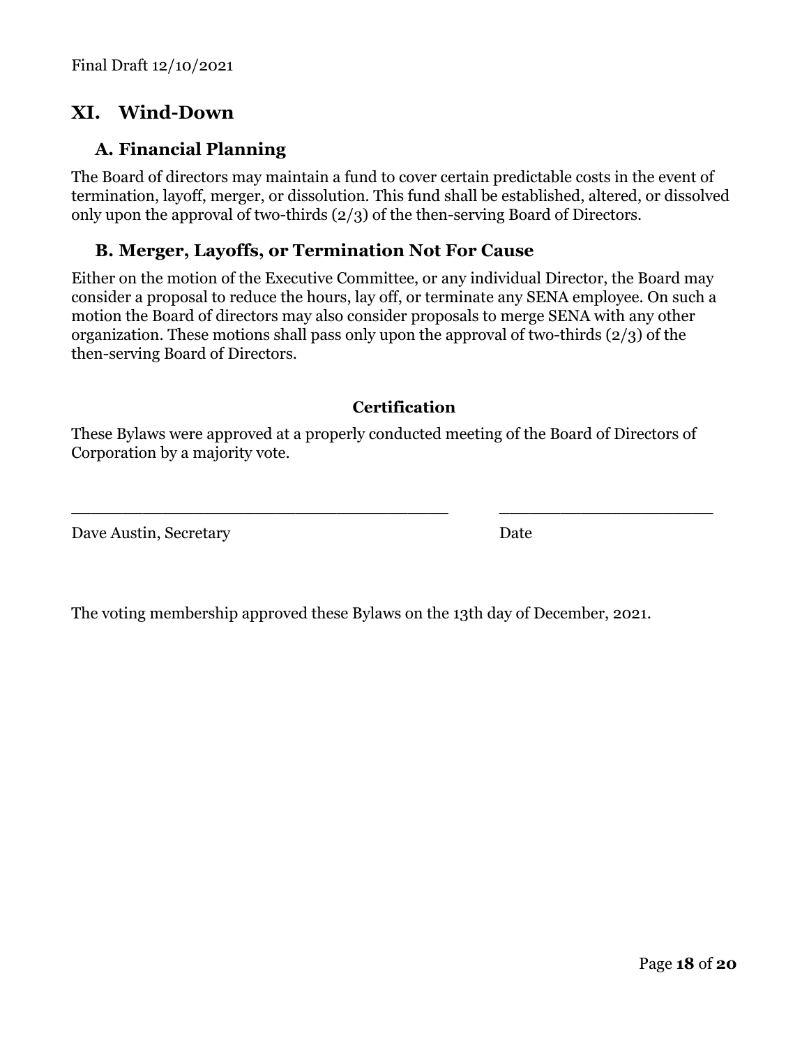Final Draft 12/10/2021

## XI. Wind-Down

### A. Financial Planning

The Board of directors may maintain a fund to cover certain predictable costs in the event of termination, layoff, merger, or dissolution. This fund shall be established, altered, or dissolved only upon the approval of two-thirds (2/3) of the then-serving Board of Directors.

### B. Merger, Layoffs, or Termination Not For Cause

Either on the motion of the Executive Committee, or any individual Director, the Board may consider a proposal to reduce the hours, lay off, or terminate any SENA employee. On such a motion the Board of directors may also consider proposals to merge SENA with any other organization. These motions shall pass only upon the approval of two-thirds (2/3) of the then-serving Board of Directors.

**Certification**

These Bylaws were approved at a properly conducted meeting of the Board of Directors of Corporation by a majority vote.

\_\_\_\_\_\_\_\_\_\_\_\_\_\_\_\_\_\_\_\_\_\_\_\_\_\_\_\_\_\_\_\_\_\_\_\_\_\_\_\_ \_\_\_\_\_\_\_\_\_\_\_\_\_\_\_\_\_\_\_\_\_\_\_\_

Dave Austin, Secretary Date

The voting membership approved these Bylaws on the 13th day of December, 2021.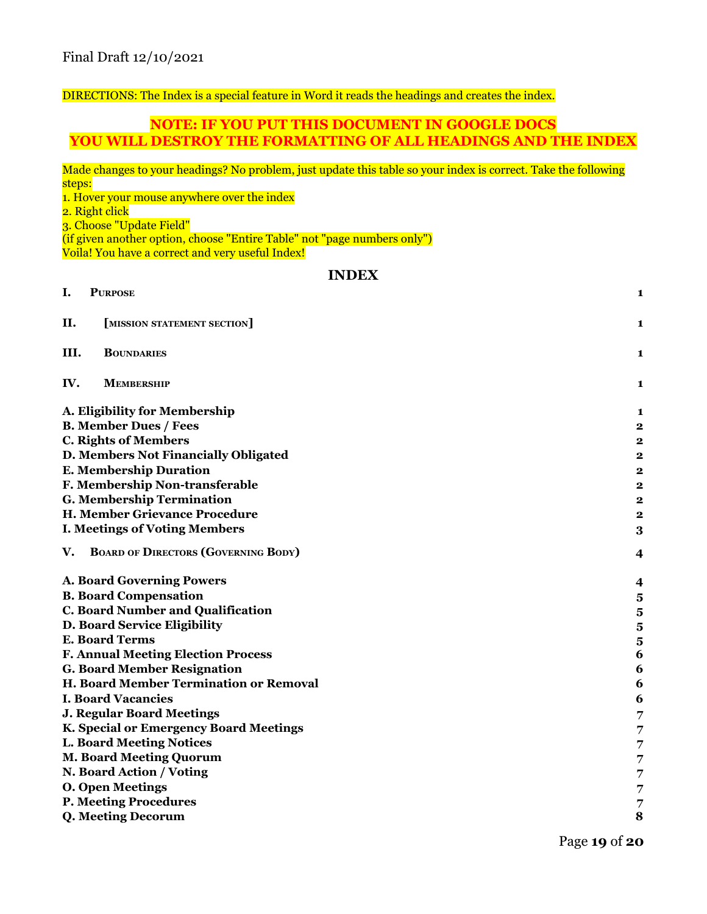Final Draft 12/10/2021

DIRECTIONS: The Index is a special feature in Word it reads the headings and creates the index.

**NOTE: IF YOU PUT THIS DOCUMENT IN GOOGLE DOCS**
**YOU WILL DESTROY THE FORMATTING OF ALL HEADINGS AND THE INDEX**

Made changes to your headings? No problem, just update this table so your index is correct. Take the following steps:

1. Hover your mouse anywhere over the index
2. Right click
3. Choose "Update Field"

(if given another option, choose "Entire Table" not "page numbers only")

Voila! You have a correct and very useful Index!

## INDEX

| | |
|---|---|
| **I. Purpose** | **1** |
| **II. [mission statement section]** | **1** |
| **III. Boundaries** | **1** |
| **IV. Membership** | **1** |
| **A. Eligibility for Membership** | **1** |
| **B. Member Dues / Fees** | **2** |
| **C. Rights of Members** | **2** |
| **D. Members Not Financially Obligated** | **2** |
| **E. Membership Duration** | **2** |
| **F. Membership Non-transferable** | **2** |
| **G. Membership Termination** | **2** |
| **H. Member Grievance Procedure** | **2** |
| **I. Meetings of Voting Members** | **3** |
| **V. Board of Directors (Governing Body)** | **4** |
| **A. Board Governing Powers** | **4** |
| **B. Board Compensation** | **5** |
| **C. Board Number and Qualification** | **5** |
| **D. Board Service Eligibility** | **5** |
| **E. Board Terms** | **5** |
| **F. Annual Meeting Election Process** | **6** |
| **G. Board Member Resignation** | **6** |
| **H. Board Member Termination or Removal** | **6** |
| **I. Board Vacancies** | **6** |
| **J. Regular Board Meetings** | **7** |
| **K. Special or Emergency Board Meetings** | **7** |
| **L. Board Meeting Notices** | **7** |
| **M. Board Meeting Quorum** | **7** |
| **N. Board Action / Voting** | **7** |
| **O. Open Meetings** | **7** |
| **P. Meeting Procedures** | **7** |
| **Q. Meeting Decorum** | **8** |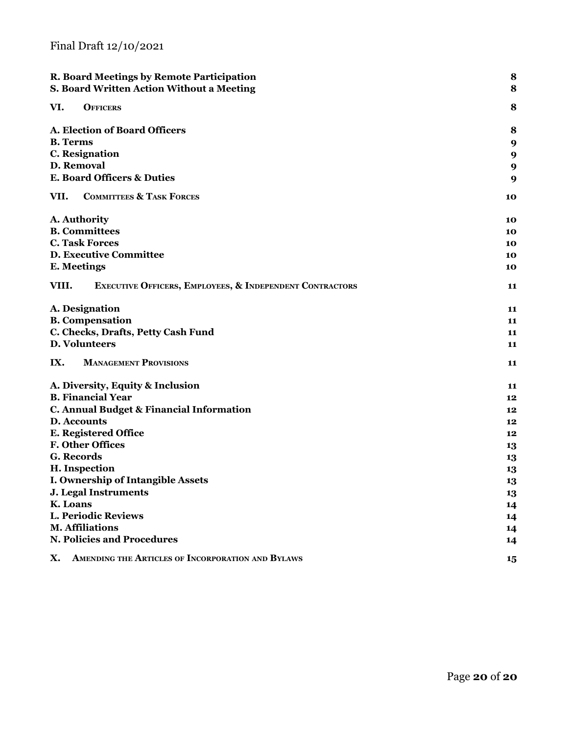| | |
|---|---|
| **R. Board Meetings by Remote Participation** | **8** |
| **S. Board Written Action Without a Meeting** | **8** |
| **VI. Officers** | **8** |
| **A. Election of Board Officers** | **8** |
| **B. Terms** | **9** |
| **C. Resignation** | **9** |
| **D. Removal** | **9** |
| **E. Board Officers & Duties** | **9** |
| **VII. Committees & Task Forces** | **10** |
| **A. Authority** | **10** |
| **B. Committees** | **10** |
| **C. Task Forces** | **10** |
| **D. Executive Committee** | **10** |
| **E. Meetings** | **10** |
| **VIII. Executive Officers, Employees, & Independent Contractors** | **11** |
| **A. Designation** | **11** |
| **B. Compensation** | **11** |
| **C. Checks, Drafts, Petty Cash Fund** | **11** |
| **D. Volunteers** | **11** |
| **IX. Management Provisions** | **11** |
| **A. Diversity, Equity & Inclusion** | **11** |
| **B. Financial Year** | **12** |
| **C. Annual Budget & Financial Information** | **12** |
| **D. Accounts** | **12** |
| **E. Registered Office** | **12** |
| **F. Other Offices** | **13** |
| **G. Records** | **13** |
| **H. Inspection** | **13** |
| **I. Ownership of Intangible Assets** | **13** |
| **J. Legal Instruments** | **13** |
| **K. Loans** | **14** |
| **L. Periodic Reviews** | **14** |
| **M. Affiliations** | **14** |
| **N. Policies and Procedures** | **14** |
| **X. Amending the Articles of Incorporation and Bylaws** | **15** |